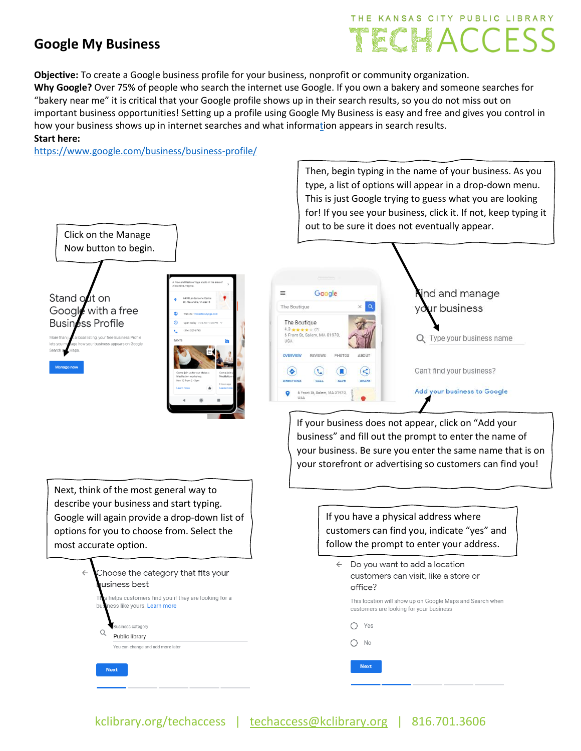# Google My Business

THE KANSAS CITY PUBLIC LIBRARY TECHACCESS

**Objective:** To create a Google business profile for your business, nonprofit or community organization.
**Why Google?** Over 75% of people who search the internet use Google. If you own a bakery and someone searches for "bakery near me" it is critical that your Google profile shows up in their search results, so you do not miss out on important business opportunities! Setting up a profile using Google My Business is easy and free and gives you control in how your business shows up in internet searches and what information appears in search results.
**Start here:**
https://www.google.com/business/business-profile/

Click on the Manage Now button to begin.

Stand out on Google with a free Business Profile

More than just a local listing, your free Business Profile lets you manage how your business appears on Google Search and Maps.

Manage now

Then, begin typing in the name of your business. As you type, a list of options will appear in a drop-down menu. This is just Google trying to guess what you are looking for! If you see your business, click it. If not, keep typing it out to be sure it does not eventually appear.

Find and manage your business

Type your business name

Can't find your business?

Add your business to Google

If your business does not appear, click on "Add your business" and fill out the prompt to enter the name of your business. Be sure you enter the same name that is on your storefront or advertising so customers can find you!

Next, think of the most general way to describe your business and start typing. Google will again provide a drop-down list of options for you to choose from. Select the most accurate option.

Choose the category that fits your business best

This helps customers find you if they are looking for a business like yours. Learn more

Business category
Public library
You can change and add more later

Next

If you have a physical address where customers can find you, indicate "yes" and follow the prompt to enter your address.

Do you want to add a location customers can visit, like a store or office?

This location will show up on Google Maps and Search when customers are looking for your business

Yes

No

Next

kclibrary.org/techaccess | techaccess@kclibrary.org | 816.701.3606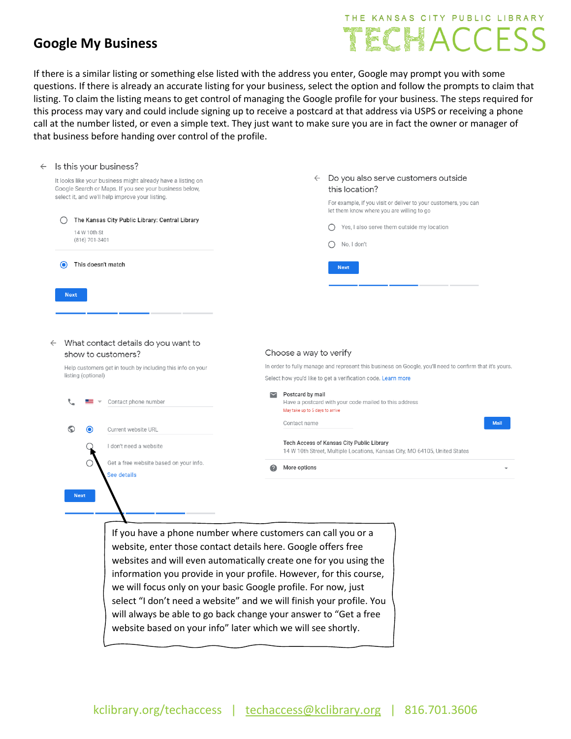# Google My Business

If there is a similar listing or something else listed with the address you enter, Google may prompt you with some questions. If there is already an accurate listing for your business, select the option and follow the prompts to claim that listing. To claim the listing means to get control of managing the Google profile for your business. The steps required for this process may vary and could include signing up to receive a postcard at that address via USPS or receiving a phone call at the number listed, or even a simple text. They just want to make sure you are in fact the owner or manager of that business before handing over control of the profile.

Is this your business?

It looks like your business might already have a listing on Google Search or Maps. If you see your business below, select it, and we'll help improve your listing.

- The Kansas City Public Library: Central Library
  14 W 10th St
  (816) 701-3401
- This doesn't match

Next

Do you also serve customers outside this location?

For example, if you visit or deliver to your customers, you can let them know where you are willing to go

- Yes, I also serve them outside my location
- No, I don't

Next

What contact details do you want to show to customers?

Help customers get in touch by including this info on your listing (optional)

Contact phone number

- Current website URL
- I don't need a website
- Get a free website based on your info. See details

Next

Choose a way to verify

In order to fully manage and represent this business on Google, you'll need to confirm that it's yours.

Select how you'd like to get a verification code. Learn more

Postcard by mail
Have a postcard with your code mailed to this address
May take up to 5 days to arrive

Contact name

Mail

Tech Access of Kansas City Public Library
14 W 10th Street, Multiple Locations, Kansas City, MO 64105, United States

More options

If you have a phone number where customers can call you or a website, enter those contact details here. Google offers free websites and will even automatically create one for you using the information you provide in your profile. However, for this course, we will focus only on your basic Google profile. For now, just select "I don't need a website" and we will finish your profile. You will always be able to go back change your answer to "Get a free website based on your info" later which we will see shortly.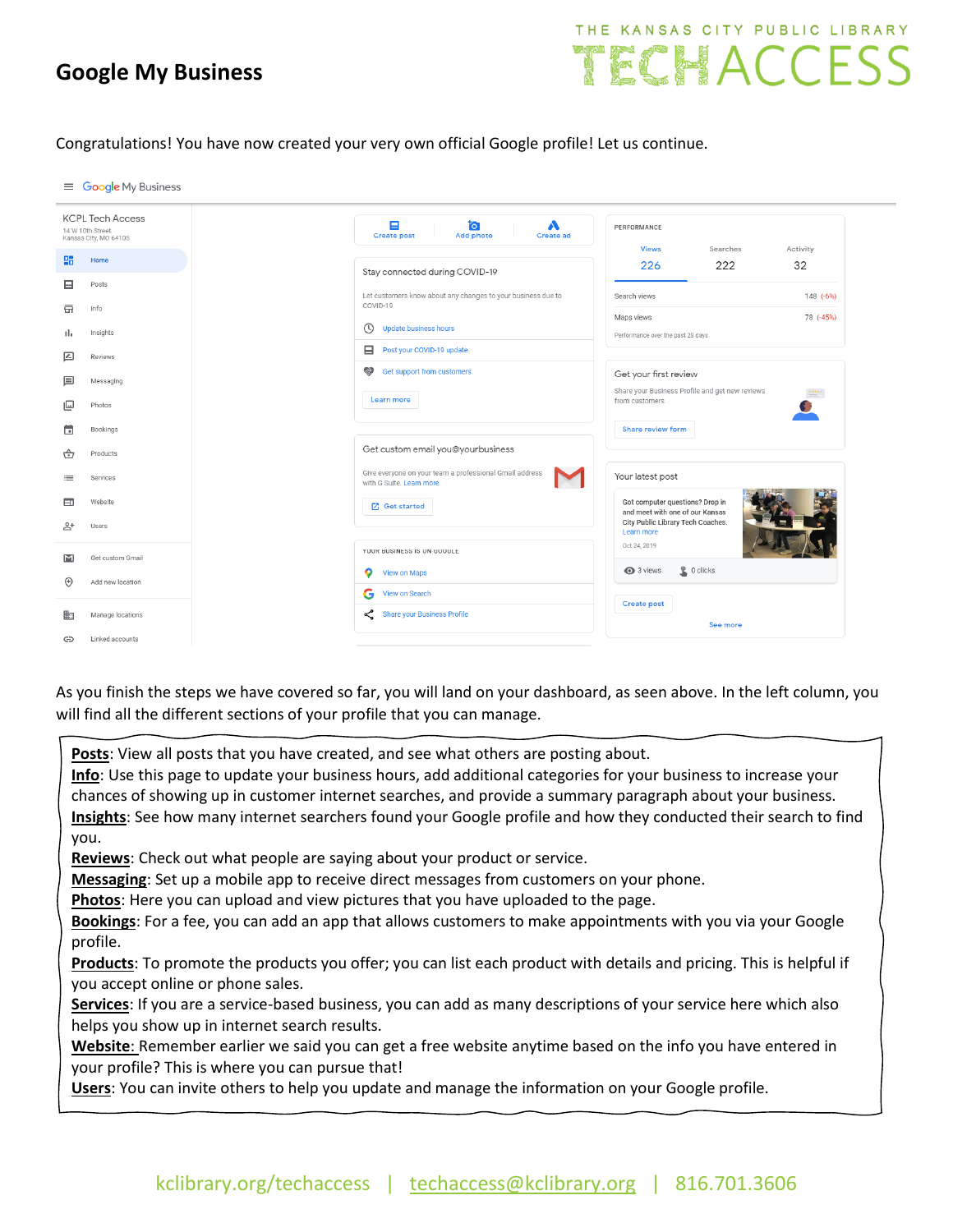# Google My Business

Congratulations! You have now created your very own official Google profile! Let us continue.

As you finish the steps we have covered so far, you will land on your dashboard, as seen above. In the left column, you will find all the different sections of your profile that you can manage.

**Posts**: View all posts that you have created, and see what others are posting about.
**Info**: Use this page to update your business hours, add additional categories for your business to increase your chances of showing up in customer internet searches, and provide a summary paragraph about your business.
**Insights**: See how many internet searchers found your Google profile and how they conducted their search to find you.
**Reviews**: Check out what people are saying about your product or service.
**Messaging**: Set up a mobile app to receive direct messages from customers on your phone.
**Photos**: Here you can upload and view pictures that you have uploaded to the page.
**Bookings**: For a fee, you can add an app that allows customers to make appointments with you via your Google profile.
**Products**: To promote the products you offer; you can list each product with details and pricing. This is helpful if you accept online or phone sales.
**Services**: If you are a service-based business, you can add as many descriptions of your service here which also helps you show up in internet search results.
**Website**: Remember earlier we said you can get a free website anytime based on the info you have entered in your profile? This is where you can pursue that!
**Users**: You can invite others to help you update and manage the information on your Google profile.